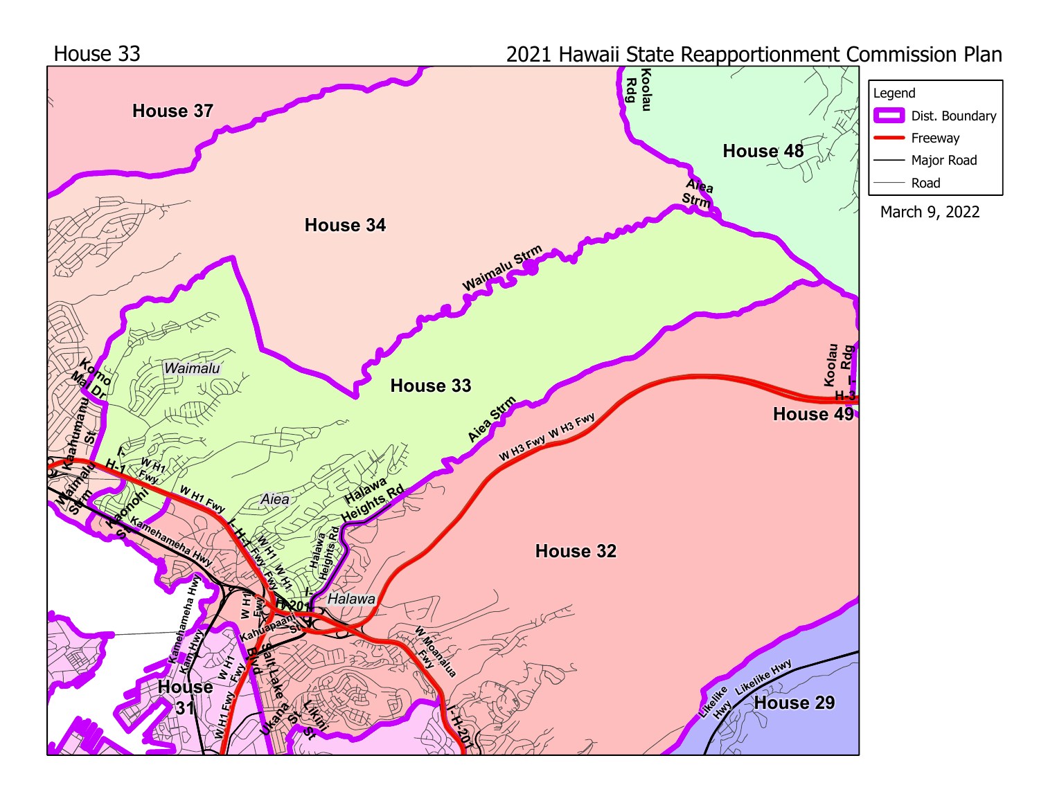House 33

2021 Hawaii State Reapportionment Commission Plan

Legend
- Dist. Boundary
- Freeway
- Major Road
- Road

March 9, 2022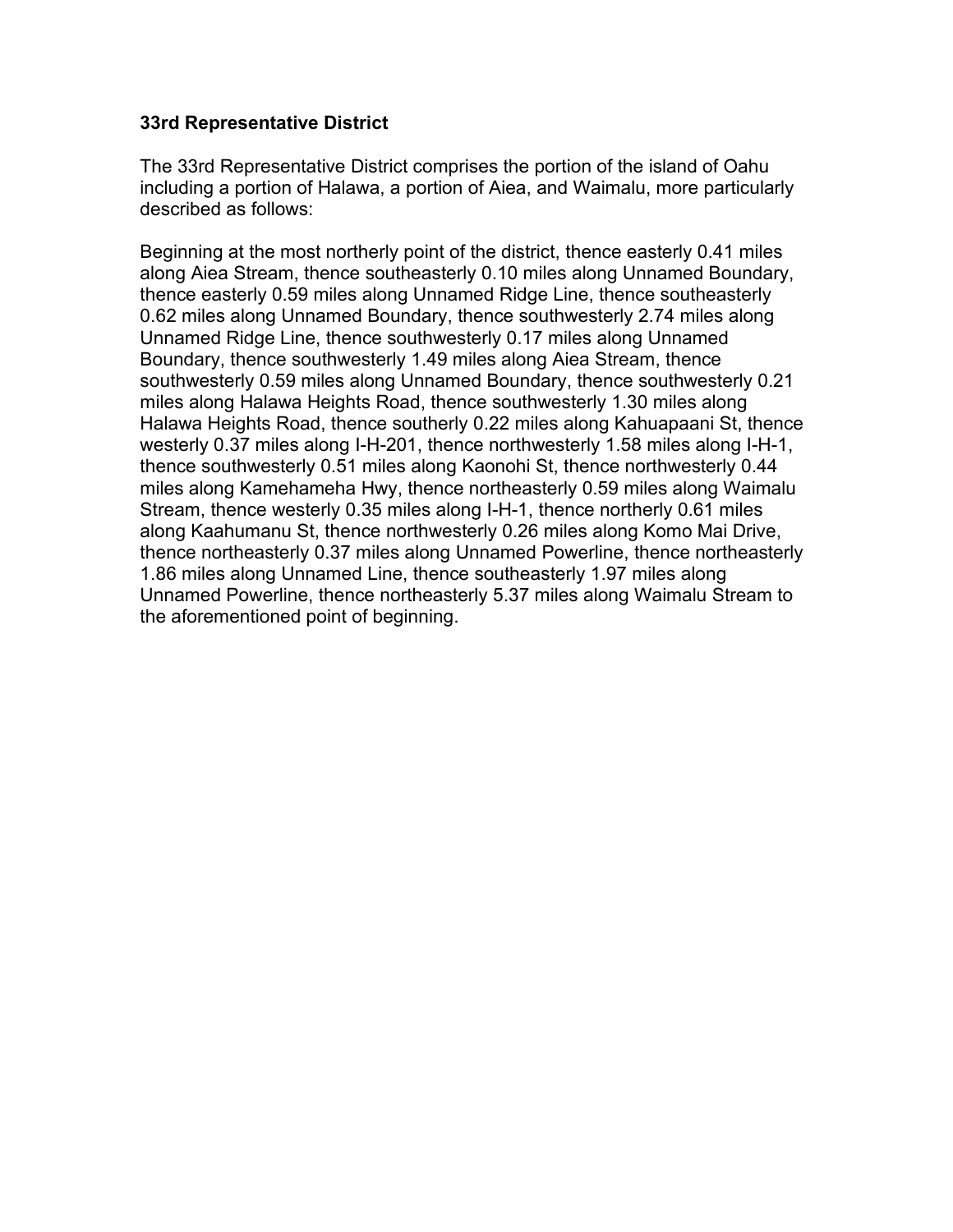**33rd Representative District**

The 33rd Representative District comprises the portion of the island of Oahu including a portion of Halawa, a portion of Aiea, and Waimalu, more particularly described as follows:

Beginning at the most northerly point of the district, thence easterly 0.41 miles along Aiea Stream, thence southeasterly 0.10 miles along Unnamed Boundary, thence easterly 0.59 miles along Unnamed Ridge Line, thence southeasterly 0.62 miles along Unnamed Boundary, thence southwesterly 2.74 miles along Unnamed Ridge Line, thence southwesterly 0.17 miles along Unnamed Boundary, thence southwesterly 1.49 miles along Aiea Stream, thence southwesterly 0.59 miles along Unnamed Boundary, thence southwesterly 0.21 miles along Halawa Heights Road, thence southwesterly 1.30 miles along Halawa Heights Road, thence southerly 0.22 miles along Kahuapaani St, thence westerly 0.37 miles along I-H-201, thence northwesterly 1.58 miles along I-H-1, thence southwesterly 0.51 miles along Kaonohi St, thence northwesterly 0.44 miles along Kamehameha Hwy, thence northeasterly 0.59 miles along Waimalu Stream, thence westerly 0.35 miles along I-H-1, thence northerly 0.61 miles along Kaahumanu St, thence northwesterly 0.26 miles along Komo Mai Drive, thence northeasterly 0.37 miles along Unnamed Powerline, thence northeasterly 1.86 miles along Unnamed Line, thence southeasterly 1.97 miles along Unnamed Powerline, thence northeasterly 5.37 miles along Waimalu Stream to the aforementioned point of beginning.